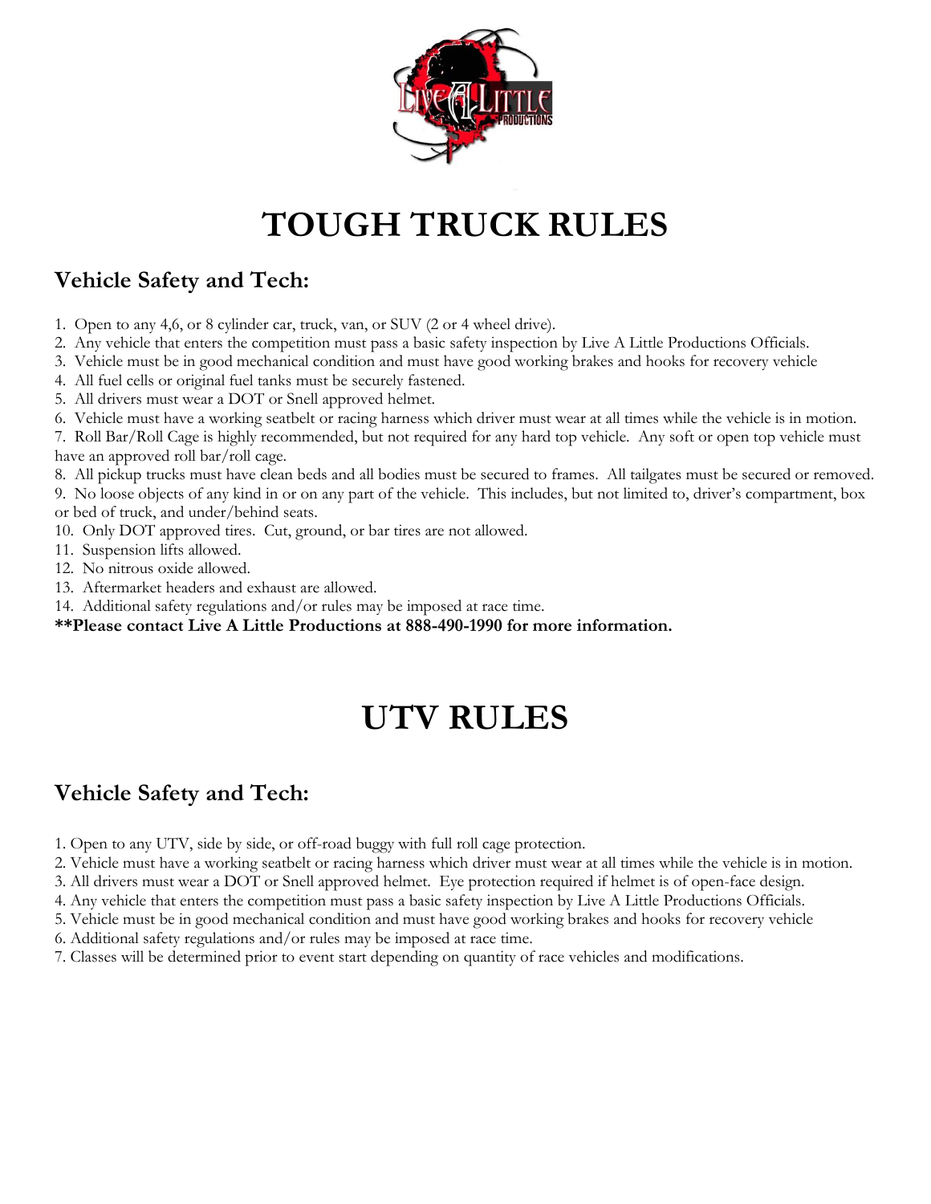# TOUGH TRUCK RULES

## Vehicle Safety and Tech:

1. Open to any 4,6, or 8 cylinder car, truck, van, or SUV (2 or 4 wheel drive).
2. Any vehicle that enters the competition must pass a basic safety inspection by Live A Little Productions Officials.
3. Vehicle must be in good mechanical condition and must have good working brakes and hooks for recovery vehicle
4. All fuel cells or original fuel tanks must be securely fastened.
5. All drivers must wear a DOT or Snell approved helmet.
6. Vehicle must have a working seatbelt or racing harness which driver must wear at all times while the vehicle is in motion.
7. Roll Bar/Roll Cage is highly recommended, but not required for any hard top vehicle. Any soft or open top vehicle must have an approved roll bar/roll cage.
8. All pickup trucks must have clean beds and all bodies must be secured to frames. All tailgates must be secured or removed.
9. No loose objects of any kind in or on any part of the vehicle. This includes, but not limited to, driver's compartment, box or bed of truck, and under/behind seats.
10. Only DOT approved tires. Cut, ground, or bar tires are not allowed.
11. Suspension lifts allowed.
12. No nitrous oxide allowed.
13. Aftermarket headers and exhaust are allowed.
14. Additional safety regulations and/or rules may be imposed at race time.

**\*\*Please contact Live A Little Productions at 888-490-1990 for more information.**

# UTV RULES

## Vehicle Safety and Tech:

1. Open to any UTV, side by side, or off-road buggy with full roll cage protection.
2. Vehicle must have a working seatbelt or racing harness which driver must wear at all times while the vehicle is in motion.
3. All drivers must wear a DOT or Snell approved helmet. Eye protection required if helmet is of open-face design.
4. Any vehicle that enters the competition must pass a basic safety inspection by Live A Little Productions Officials.
5. Vehicle must be in good mechanical condition and must have good working brakes and hooks for recovery vehicle
6. Additional safety regulations and/or rules may be imposed at race time.
7. Classes will be determined prior to event start depending on quantity of race vehicles and modifications.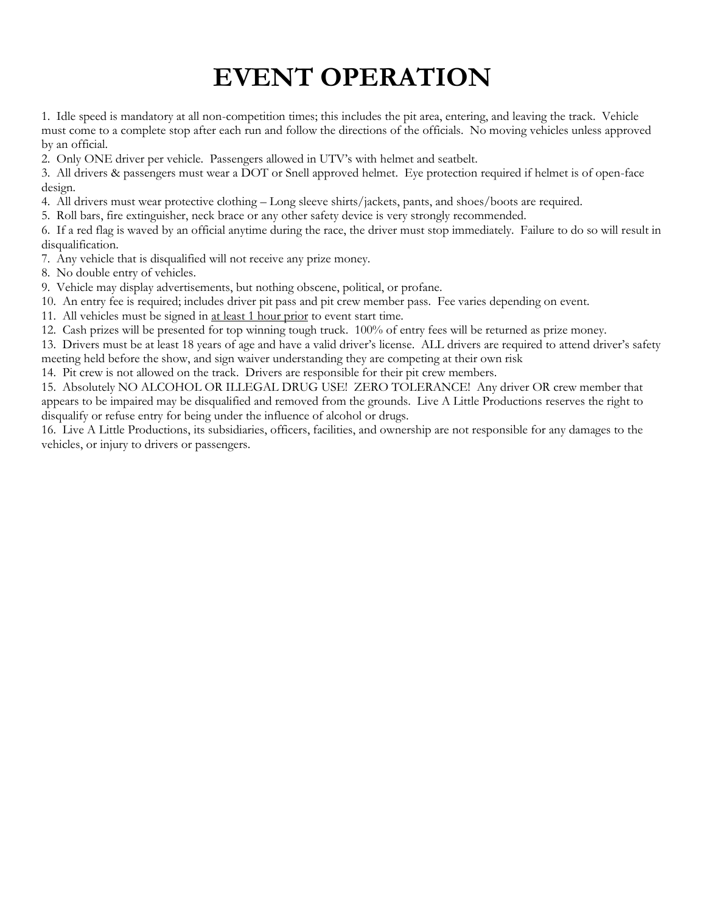# EVENT OPERATION

1. Idle speed is mandatory at all non-competition times; this includes the pit area, entering, and leaving the track. Vehicle must come to a complete stop after each run and follow the directions of the officials. No moving vehicles unless approved by an official.
2. Only ONE driver per vehicle. Passengers allowed in UTV's with helmet and seatbelt.
3. All drivers & passengers must wear a DOT or Snell approved helmet. Eye protection required if helmet is of open-face design.
4. All drivers must wear protective clothing – Long sleeve shirts/jackets, pants, and shoes/boots are required.
5. Roll bars, fire extinguisher, neck brace or any other safety device is very strongly recommended.
6. If a red flag is waved by an official anytime during the race, the driver must stop immediately. Failure to do so will result in disqualification.
7. Any vehicle that is disqualified will not receive any prize money.
8. No double entry of vehicles.
9. Vehicle may display advertisements, but nothing obscene, political, or profane.
10. An entry fee is required; includes driver pit pass and pit crew member pass. Fee varies depending on event.
11. All vehicles must be signed in <u>at least 1 hour prior</u> to event start time.
12. Cash prizes will be presented for top winning tough truck. 100% of entry fees will be returned as prize money.
13. Drivers must be at least 18 years of age and have a valid driver's license. ALL drivers are required to attend driver's safety meeting held before the show, and sign waiver understanding they are competing at their own risk
14. Pit crew is not allowed on the track. Drivers are responsible for their pit crew members.
15. Absolutely NO ALCOHOL OR ILLEGAL DRUG USE! ZERO TOLERANCE! Any driver OR crew member that appears to be impaired may be disqualified and removed from the grounds. Live A Little Productions reserves the right to disqualify or refuse entry for being under the influence of alcohol or drugs.
16. Live A Little Productions, its subsidiaries, officers, facilities, and ownership are not responsible for any damages to the vehicles, or injury to drivers or passengers.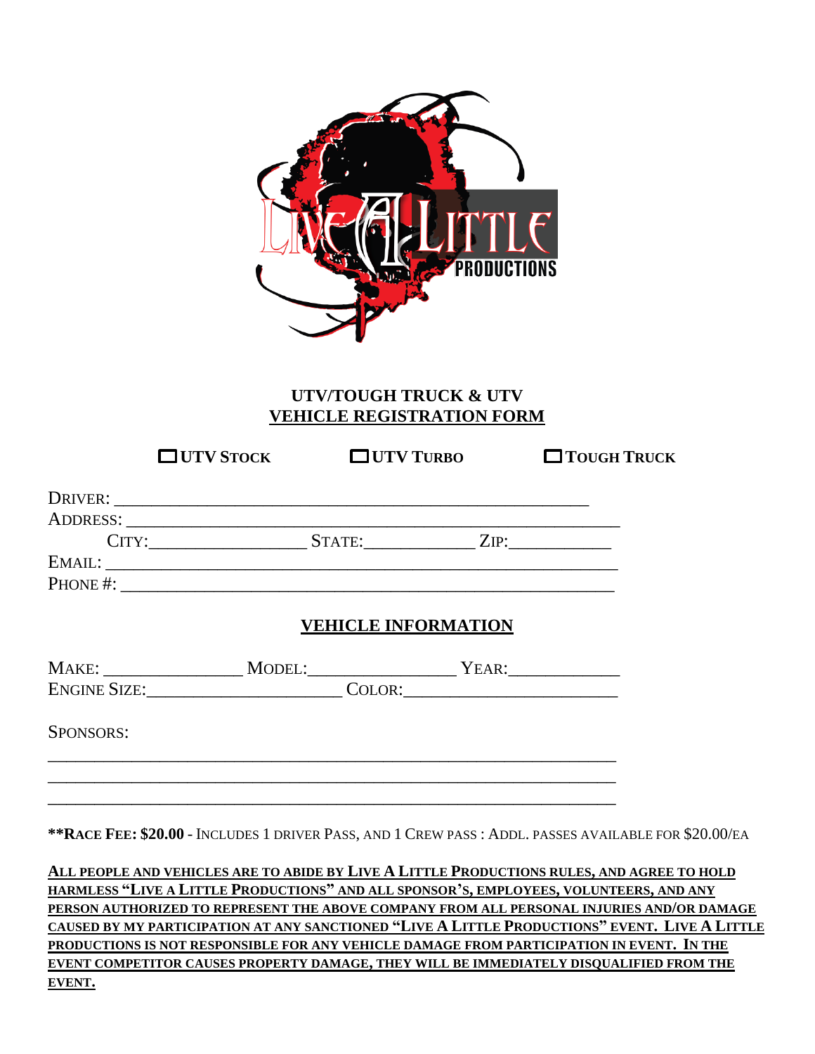## UTV/TOUGH TRUCK & UTV
## VEHICLE REGISTRATION FORM

☐ UTV STOCK ☐ UTV TURBO ☐ TOUGH TRUCK

DRIVER: ____________________________________________________

ADDRESS: ____________________________________________________

CITY:________________ STATE:____________ ZIP:___________

EMAIL: ______________________________________________________

PHONE #: ____________________________________________________

### VEHICLE INFORMATION

MAKE: _______________ MODEL:________________ YEAR:____________

ENGINE SIZE:_____________________ COLOR:_______________________

SPONSORS:

_______________________________________________________________

_______________________________________________________________

_______________________________________________________________

****RACE FEE: $20.00** - INCLUDES 1 DRIVER PASS, AND 1 CREW PASS : ADDL. PASSES AVAILABLE FOR $20.00/EA

**ALL PEOPLE AND VEHICLES ARE TO ABIDE BY LIVE A LITTLE PRODUCTIONS RULES, AND AGREE TO HOLD HARMLESS "LIVE A LITTLE PRODUCTIONS" AND ALL SPONSOR'S, EMPLOYEES, VOLUNTEERS, AND ANY PERSON AUTHORIZED TO REPRESENT THE ABOVE COMPANY FROM ALL PERSONAL INJURIES AND/OR DAMAGE CAUSED BY MY PARTICIPATION AT ANY SANCTIONED "LIVE A LITTLE PRODUCTIONS" EVENT. LIVE A LITTLE PRODUCTIONS IS NOT RESPONSIBLE FOR ANY VEHICLE DAMAGE FROM PARTICIPATION IN EVENT. IN THE EVENT COMPETITOR CAUSES PROPERTY DAMAGE, THEY WILL BE IMMEDIATELY DISQUALIFIED FROM THE EVENT.**